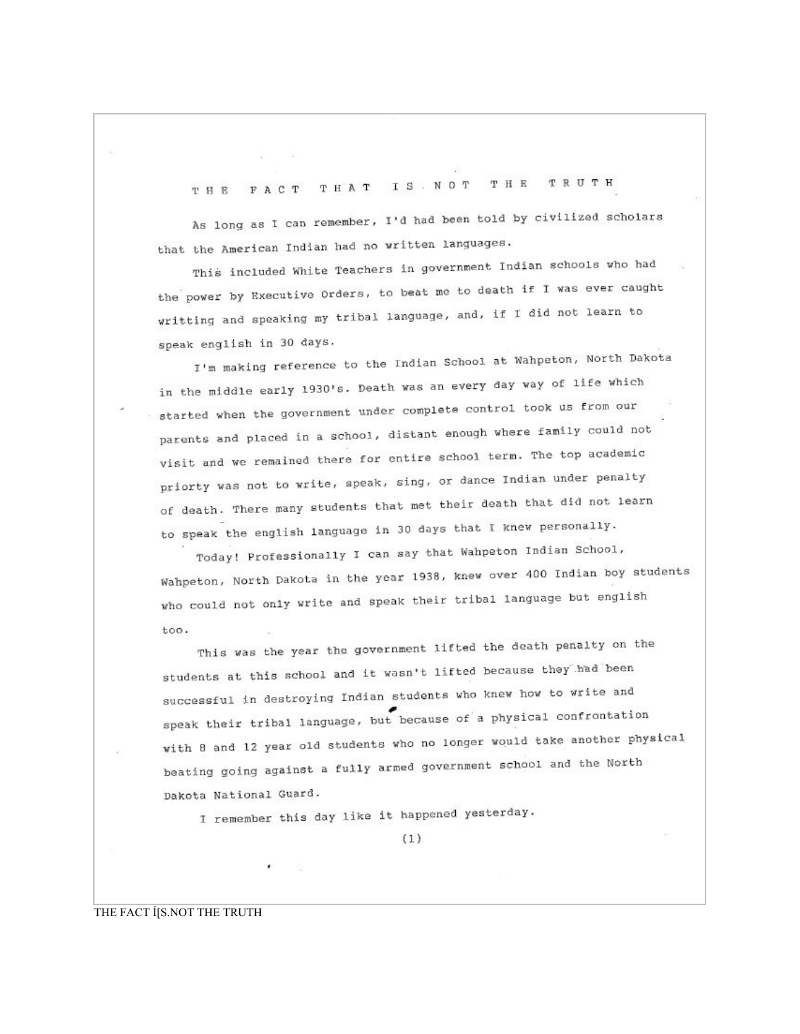# THE FACT THAT IS NOT THE TRUTH

As long as I can remember, I'd had been told by civilized scholars that the American Indian had no written languages.

This included White Teachers in government Indian schools who had the power by Executive Orders, to beat me to death if I was ever caught writting and speaking my tribal language, and, if I did not learn to speak english in 30 days.

I'm making reference to the Indian School at Wahpeton, North Dakota in the middle early 1930's. Death was an every day way of life which started when the government under complete control took us from our parents and placed in a school, distant enough where family could not visit and we remained there for entire school term. The top academic priorty was not to write, speak, sing, or dance Indian under penalty of death. There many students that met their death that did not learn to speak the english language in 30 days that I knew personally.

Today! Professionally I can say that Wahpeton Indian School, Wahpeton, North Dakota in the year 1938, knew over 400 Indian boy students who could not only write and speak their tribal language but english too.

This was the year the government lifted the death penalty on the students at this school and it wasn't lifted because they had been successful in destroying Indian students who knew how to write and speak their tribal language, but because of a physical confrontation with 8 and 12 year old students who no longer would take another physical beating going against a fully armed government school and the North Dakota National Guard.

I remember this day like it happened yesterday.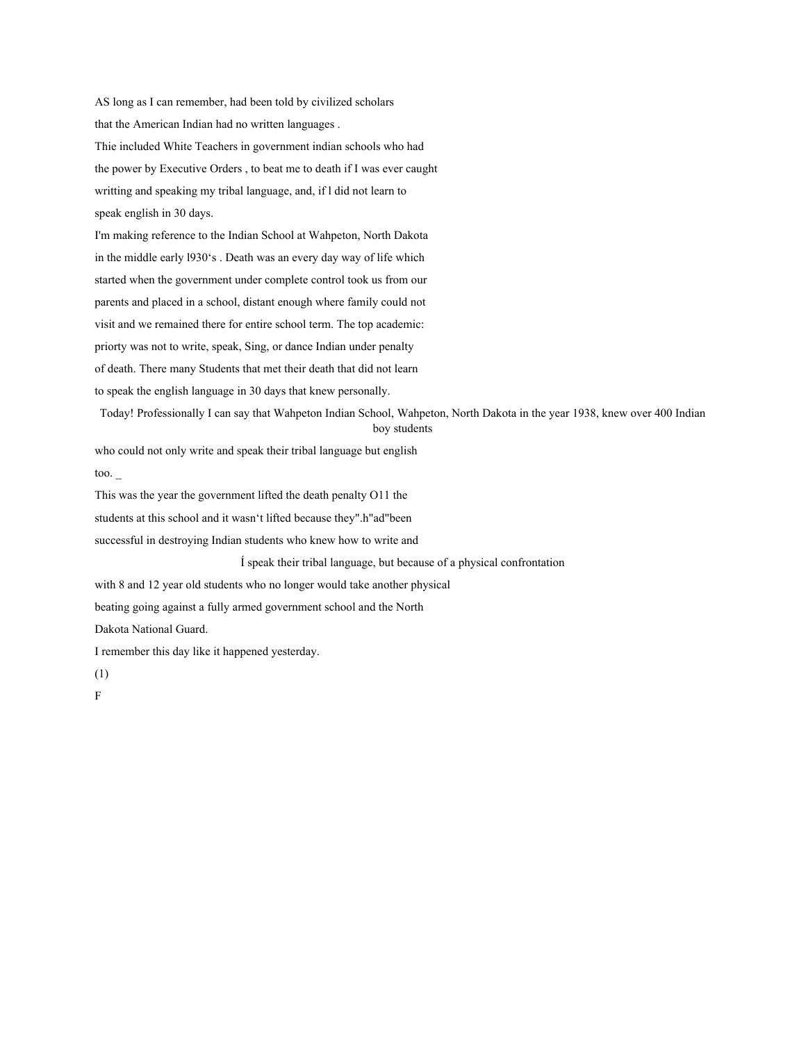AS long as I can remember, had been told by civilized scholars
that the American Indian had no written languages .
Thie included White Teachers in government indian schools who had
the power by Executive Orders , to beat me to death if I was ever caught
writting and speaking my tribal language, and, if l did not learn to
speak english in 30 days.

I'm making reference to the Indian School at Wahpeton, North Dakota
in the middle early l930's . Death was an every day way of life which
started when the government under complete control took us from our
parents and placed in a school, distant enough where family could not
visit and we remained there for entire school term. The top academic:
priorty was not to write, speak, Sing, or dance Indian under penalty
of death. There many Students that met their death that did not learn
to speak the english language in 30 days that knew personally.

Today! Professionally I can say that Wahpeton Indian School, Wahpeton, North Dakota in the year 1938, knew over 400 Indian boy students
who could not only write and speak their tribal language but english
too. _

This was the year the government lifted the death penalty O11 the
students at this school and it wasn't lifted because they".h"ad"been
successful in destroying Indian students who knew how to write and
Í speak their tribal language, but because of a physical confrontation
with 8 and 12 year old students who no longer would take another physical
beating going against a fully armed government school and the North
Dakota National Guard.

I remember this day like it happened yesterday.

F